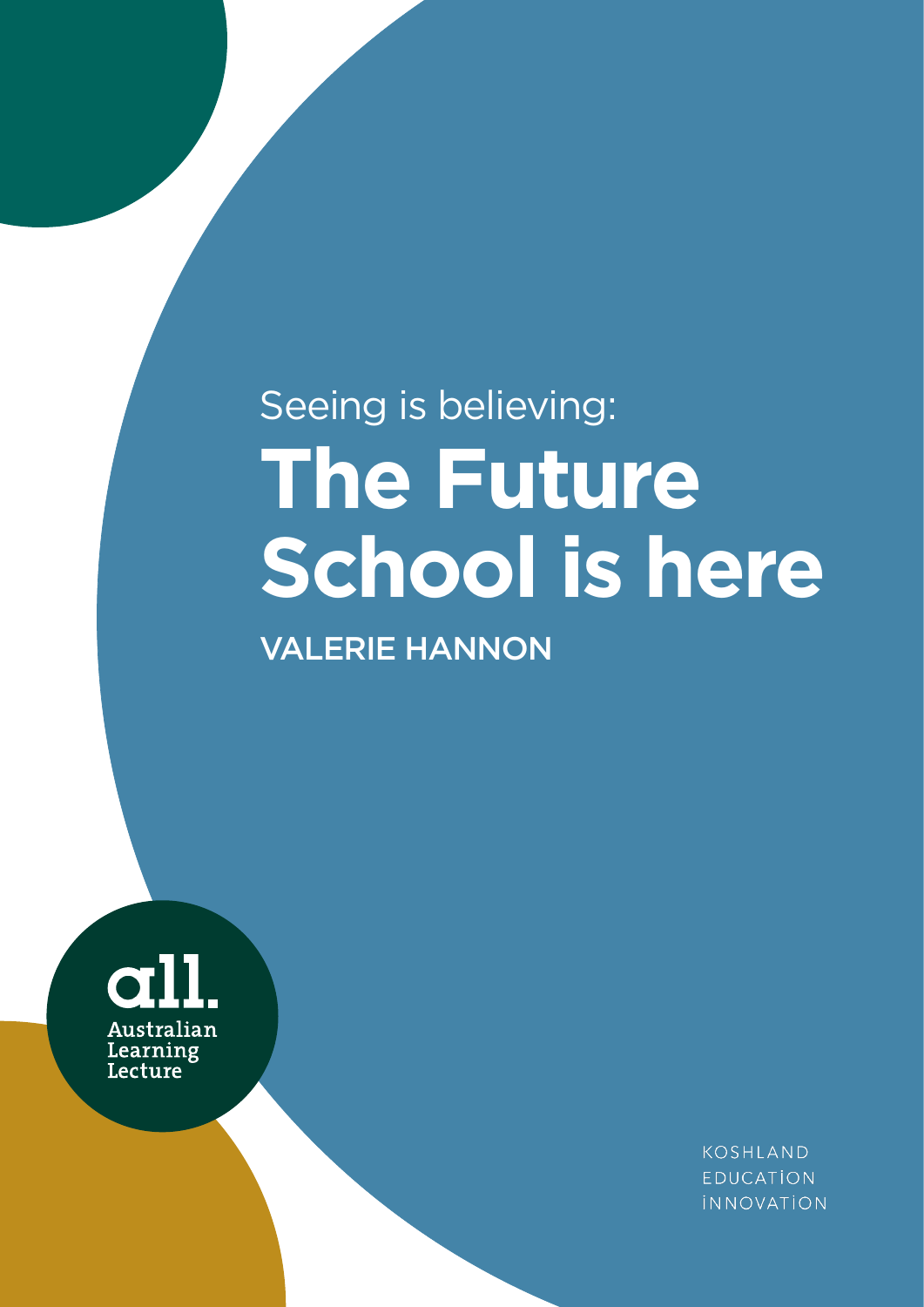Seeing is believing:

# The Future School is here

VALERIE HANNON

all.
Australian Learning Lecture

KOSHLAND EDUCATION INNOVATION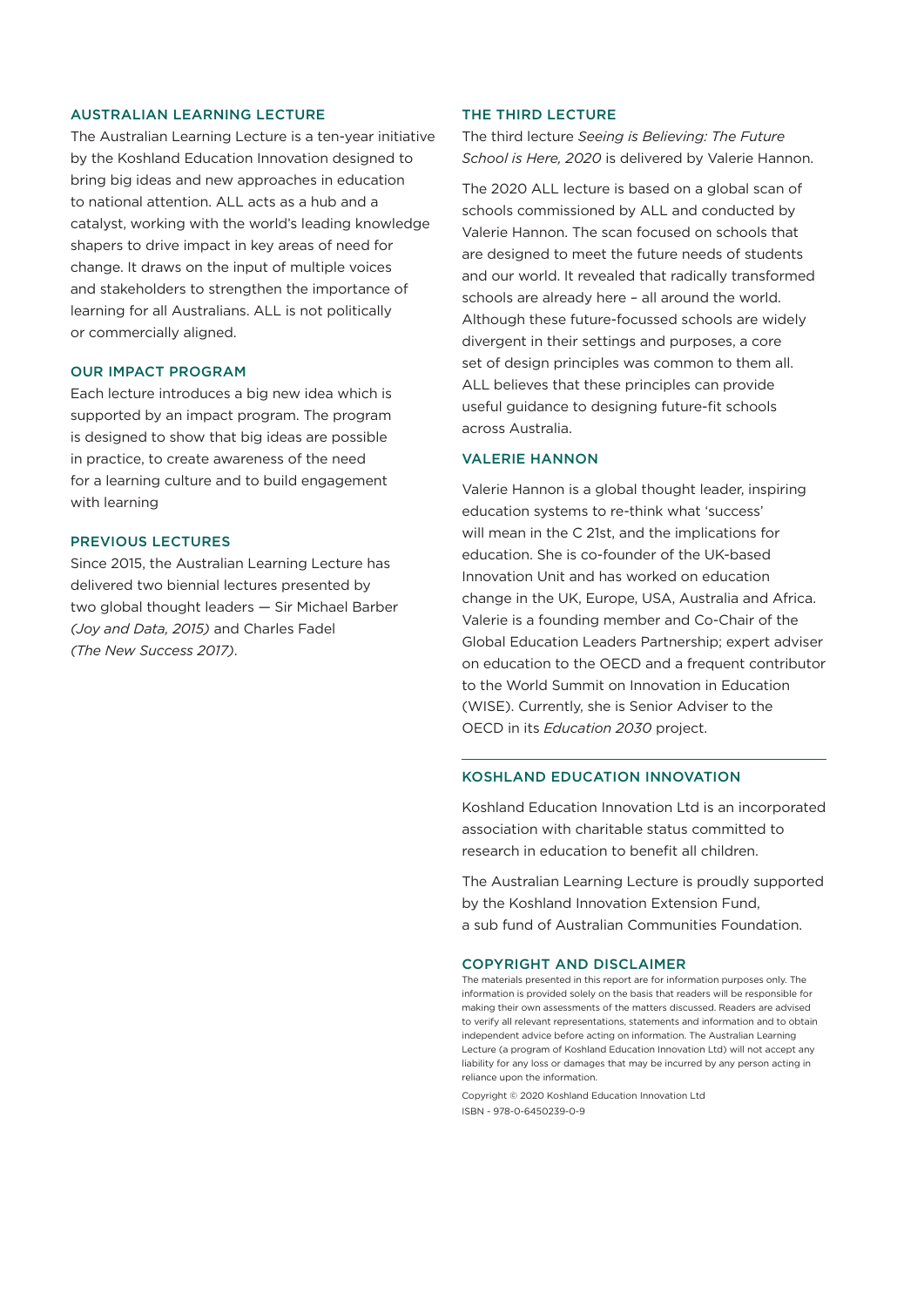## AUSTRALIAN LEARNING LECTURE

The Australian Learning Lecture is a ten-year initiative by the Koshland Education Innovation designed to bring big ideas and new approaches in education to national attention. ALL acts as a hub and a catalyst, working with the world's leading knowledge shapers to drive impact in key areas of need for change. It draws on the input of multiple voices and stakeholders to strengthen the importance of learning for all Australians. ALL is not politically or commercially aligned.

## OUR IMPACT PROGRAM

Each lecture introduces a big new idea which is supported by an impact program. The program is designed to show that big ideas are possible in practice, to create awareness of the need for a learning culture and to build engagement with learning

## PREVIOUS LECTURES

Since 2015, the Australian Learning Lecture has delivered two biennial lectures presented by two global thought leaders — Sir Michael Barber *(Joy and Data, 2015)* and Charles Fadel *(The New Success 2017)*.

## THE THIRD LECTURE

The third lecture *Seeing is Believing: The Future School is Here, 2020* is delivered by Valerie Hannon.

The 2020 ALL lecture is based on a global scan of schools commissioned by ALL and conducted by Valerie Hannon. The scan focused on schools that are designed to meet the future needs of students and our world. It revealed that radically transformed schools are already here – all around the world. Although these future-focussed schools are widely divergent in their settings and purposes, a core set of design principles was common to them all. ALL believes that these principles can provide useful guidance to designing future-fit schools across Australia.

## VALERIE HANNON

Valerie Hannon is a global thought leader, inspiring education systems to re-think what 'success' will mean in the C 21st, and the implications for education. She is co-founder of the UK-based Innovation Unit and has worked on education change in the UK, Europe, USA, Australia and Africa. Valerie is a founding member and Co-Chair of the Global Education Leaders Partnership; expert adviser on education to the OECD and a frequent contributor to the World Summit on Innovation in Education (WISE). Currently, she is Senior Adviser to the OECD in its *Education 2030* project.

---

## KOSHLAND EDUCATION INNOVATION

Koshland Education Innovation Ltd is an incorporated association with charitable status committed to research in education to benefit all children.

The Australian Learning Lecture is proudly supported by the Koshland Innovation Extension Fund, a sub fund of Australian Communities Foundation.

## COPYRIGHT AND DISCLAIMER

The materials presented in this report are for information purposes only. The information is provided solely on the basis that readers will be responsible for making their own assessments of the matters discussed. Readers are advised to verify all relevant representations, statements and information and to obtain independent advice before acting on information. The Australian Learning Lecture (a program of Koshland Education Innovation Ltd) will not accept any liability for any loss or damages that may be incurred by any person acting in reliance upon the information.

Copyright © 2020 Koshland Education Innovation Ltd
ISBN - 978-0-6450239-0-9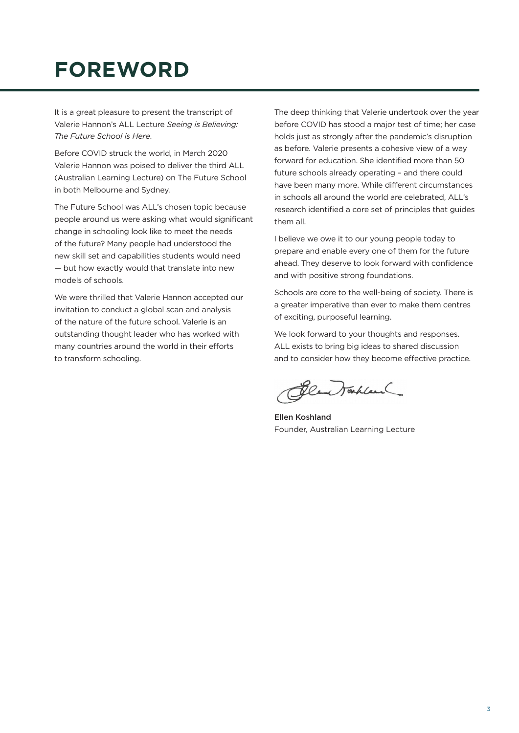# FOREWORD

It is a great pleasure to present the transcript of Valerie Hannon's ALL Lecture *Seeing is Believing: The Future School is Here*.

Before COVID struck the world, in March 2020 Valerie Hannon was poised to deliver the third ALL (Australian Learning Lecture) on The Future School in both Melbourne and Sydney.

The Future School was ALL's chosen topic because people around us were asking what would significant change in schooling look like to meet the needs of the future? Many people had understood the new skill set and capabilities students would need — but how exactly would that translate into new models of schools.

We were thrilled that Valerie Hannon accepted our invitation to conduct a global scan and analysis of the nature of the future school. Valerie is an outstanding thought leader who has worked with many countries around the world in their efforts to transform schooling.

The deep thinking that Valerie undertook over the year before COVID has stood a major test of time; her case holds just as strongly after the pandemic's disruption as before. Valerie presents a cohesive view of a way forward for education. She identified more than 50 future schools already operating – and there could have been many more. While different circumstances in schools all around the world are celebrated, ALL's research identified a core set of principles that guides them all.

I believe we owe it to our young people today to prepare and enable every one of them for the future ahead. They deserve to look forward with confidence and with positive strong foundations.

Schools are core to the well-being of society. There is a greater imperative than ever to make them centres of exciting, purposeful learning.

We look forward to your thoughts and responses. ALL exists to bring big ideas to shared discussion and to consider how they become effective practice.

**Ellen Koshland**
Founder, Australian Learning Lecture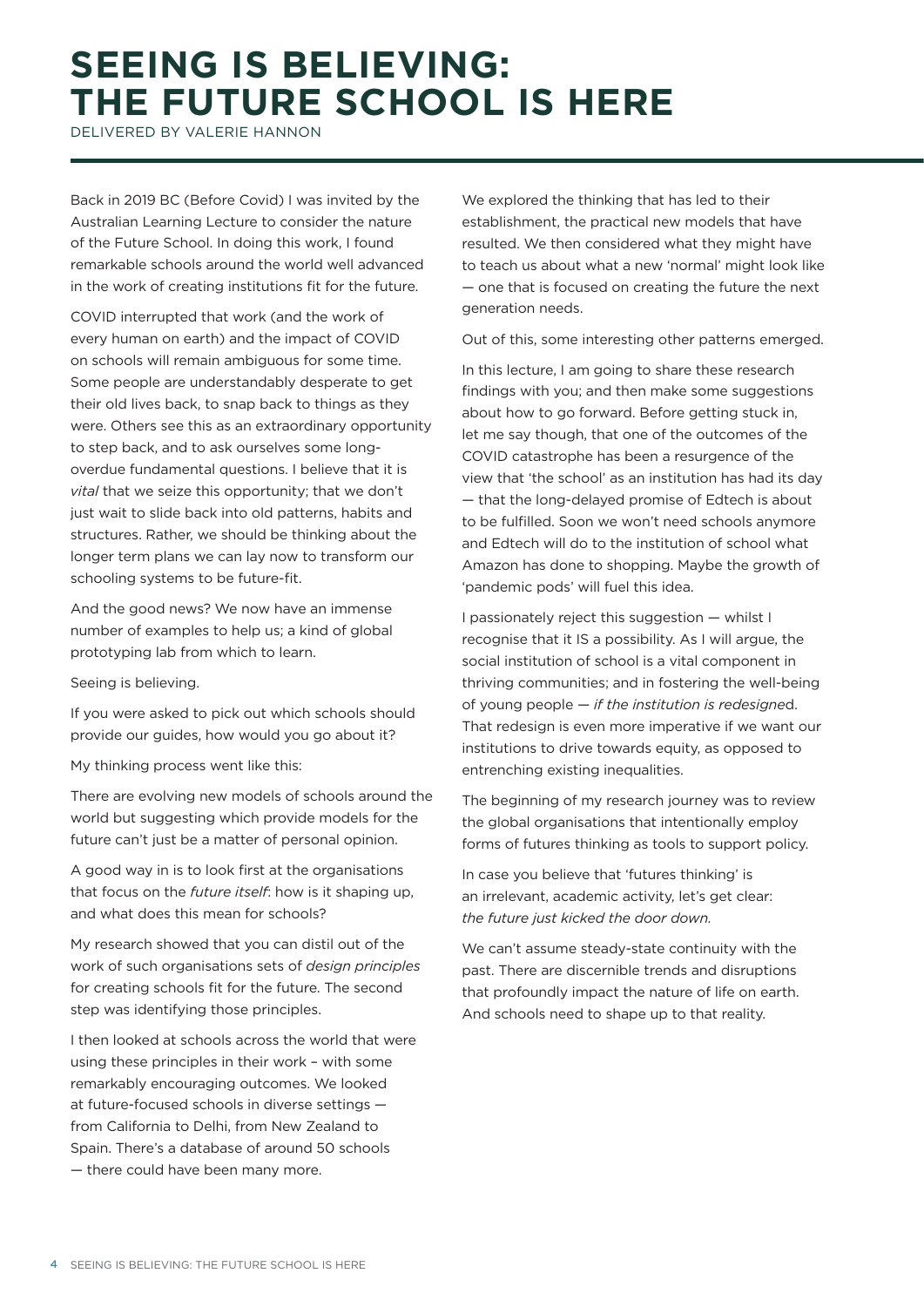# SEEING IS BELIEVING: THE FUTURE SCHOOL IS HERE

DELIVERED BY VALERIE HANNON

Back in 2019 BC (Before Covid) I was invited by the Australian Learning Lecture to consider the nature of the Future School. In doing this work, I found remarkable schools around the world well advanced in the work of creating institutions fit for the future.

COVID interrupted that work (and the work of every human on earth) and the impact of COVID on schools will remain ambiguous for some time. Some people are understandably desperate to get their old lives back, to snap back to things as they were. Others see this as an extraordinary opportunity to step back, and to ask ourselves some long-overdue fundamental questions. I believe that it is *vital* that we seize this opportunity; that we don't just wait to slide back into old patterns, habits and structures. Rather, we should be thinking about the longer term plans we can lay now to transform our schooling systems to be future-fit.

And the good news? We now have an immense number of examples to help us; a kind of global prototyping lab from which to learn.

Seeing is believing.

If you were asked to pick out which schools should provide our guides, how would you go about it?

My thinking process went like this:

There are evolving new models of schools around the world but suggesting which provide models for the future can't just be a matter of personal opinion.

A good way in is to look first at the organisations that focus on the *future itself*: how is it shaping up, and what does this mean for schools?

My research showed that you can distil out of the work of such organisations sets of *design principles* for creating schools fit for the future. The second step was identifying those principles.

I then looked at schools across the world that were using these principles in their work – with some remarkably encouraging outcomes. We looked at future-focused schools in diverse settings — from California to Delhi, from New Zealand to Spain. There's a database of around 50 schools — there could have been many more.

We explored the thinking that has led to their establishment, the practical new models that have resulted. We then considered what they might have to teach us about what a new 'normal' might look like — one that is focused on creating the future the next generation needs.

Out of this, some interesting other patterns emerged.

In this lecture, I am going to share these research findings with you; and then make some suggestions about how to go forward. Before getting stuck in, let me say though, that one of the outcomes of the COVID catastrophe has been a resurgence of the view that 'the school' as an institution has had its day — that the long-delayed promise of Edtech is about to be fulfilled. Soon we won't need schools anymore and Edtech will do to the institution of school what Amazon has done to shopping. Maybe the growth of 'pandemic pods' will fuel this idea.

I passionately reject this suggestion — whilst I recognise that it IS a possibility. As I will argue, the social institution of school is a vital component in thriving communities; and in fostering the well-being of young people — *if the institution is redesigned*. That redesign is even more imperative if we want our institutions to drive towards equity, as opposed to entrenching existing inequalities.

The beginning of my research journey was to review the global organisations that intentionally employ forms of futures thinking as tools to support policy.

In case you believe that 'futures thinking' is an irrelevant, academic activity, let's get clear: *the future just kicked the door down.*

We can't assume steady-state continuity with the past. There are discernible trends and disruptions that profoundly impact the nature of life on earth. And schools need to shape up to that reality.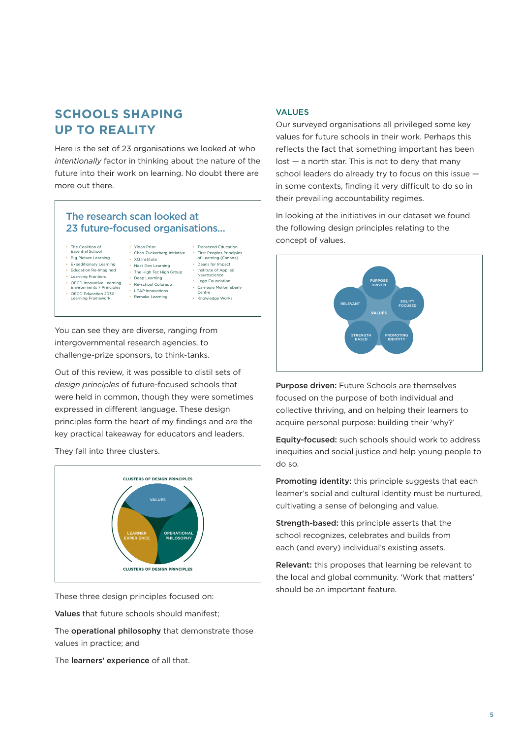## SCHOOLS SHAPING UP TO REALITY

Here is the set of 23 organisations we looked at who *intentionally* factor in thinking about the nature of the future into their work on learning. No doubt there are more out there.

### The research scan looked at 23 future-focused organisations...

- The Coalition of Essential School
- Big Picture Learning
- Expeditionary Learning
- Education Re-Imagined
- Learning Frontiers
- OECD Innovative Learning Environments 7 Principles
- OECD Education 2030 Learning Framework
- Yidan Prize
- Chan-Zuckerberg Initiative
- XQ Institute
- Next Gen Learning
- The High Tec High Group
- Deep Learning
- Re-school Colorado
- LEAP Innovations
- Remake Learning
- Transcend Education
- First Peoples Principles of Learning (Canada)
- Deans for Impact
- Institute of Applied Neuroscience
- Lego Foundation
- Carnegie Mellon Eberly Centre
- Knowledge Works

You can see they are diverse, ranging from intergovernmental research agencies, to challenge-prize sponsors, to think-tanks.

Out of this review, it was possible to distil sets of *design principles* of future-focused schools that were held in common, though they were sometimes expressed in different language. These design principles form the heart of my findings and are the key practical takeaway for educators and leaders.

They fall into three clusters.

CLUSTERS OF DESIGN PRINCIPLES

VALUES — LEARNER EXPERIENCE — OPERATIONAL PHILOSOPHY

These three design principles focused on:

**Values** that future schools should manifest;

The **operational philosophy** that demonstrate those values in practice; and

The **learners' experience** of all that.

### VALUES

Our surveyed organisations all privileged some key values for future schools in their work. Perhaps this reflects the fact that something important has been lost — a north star. This is not to deny that many school leaders do already try to focus on this issue — in some contexts, finding it very difficult to do so in their prevailing accountability regimes.

In looking at the initiatives in our dataset we found the following design principles relating to the concept of values.

VALUES: PURPOSE DRIVEN — EQUITY FOCUSED — PROMOTING IDENTITY — STRENGTH BASED — RELEVANT

**Purpose driven:** Future Schools are themselves focused on the purpose of both individual and collective thriving, and on helping their learners to acquire personal purpose: building their 'why?'

**Equity-focused:** such schools should work to address inequities and social justice and help young people to do so.

**Promoting identity:** this principle suggests that each learner's social and cultural identity must be nurtured, cultivating a sense of belonging and value.

**Strength-based:** this principle asserts that the school recognizes, celebrates and builds from each (and every) individual's existing assets.

**Relevant:** this proposes that learning be relevant to the local and global community. 'Work that matters' should be an important feature.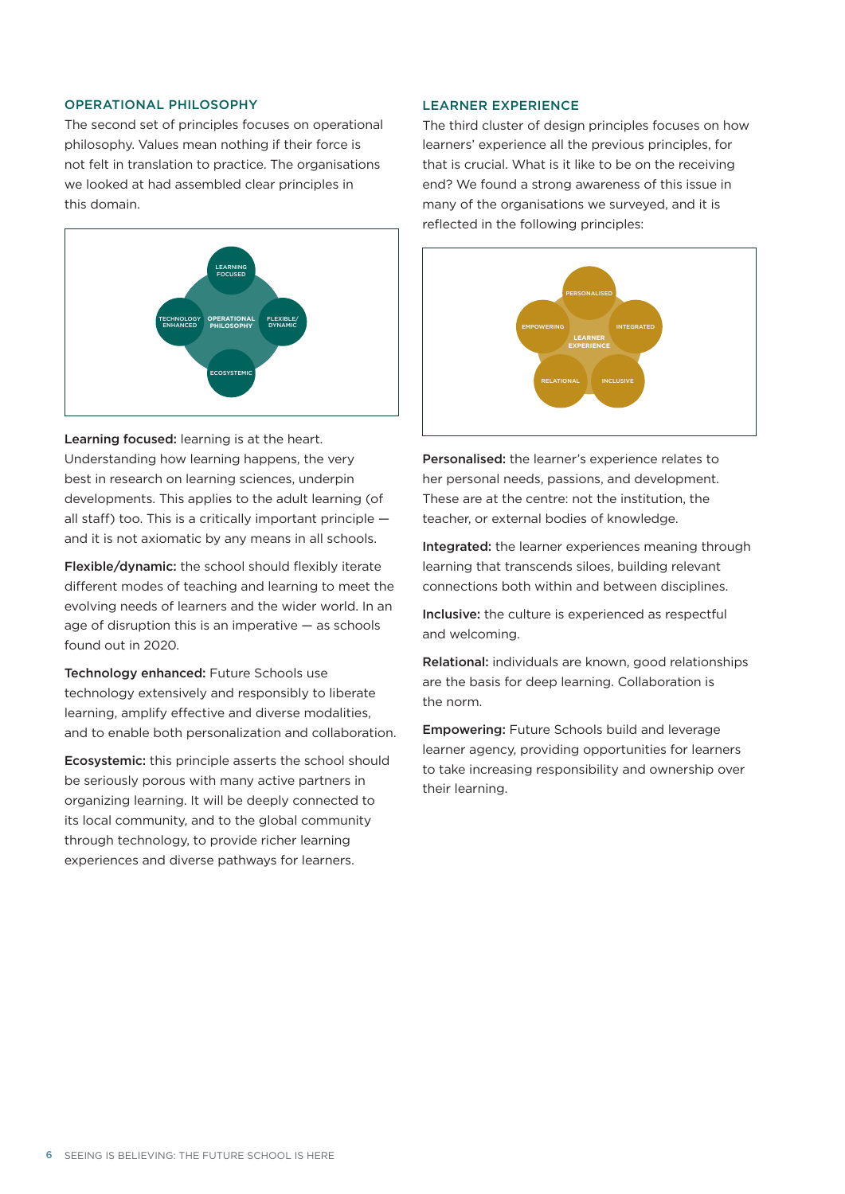## OPERATIONAL PHILOSOPHY

The second set of principles focuses on operational philosophy. Values mean nothing if their force is not felt in translation to practice. The organisations we looked at had assembled clear principles in this domain.

LEARNING FOCUSED

TECHNOLOGY ENHANCED

OPERATIONAL PHILOSOPHY

FLEXIBLE/ DYNAMIC

ECOSYSTEMIC

**Learning focused:** learning is at the heart. Understanding how learning happens, the very best in research on learning sciences, underpin developments. This applies to the adult learning (of all staff) too. This is a critically important principle — and it is not axiomatic by any means in all schools.

**Flexible/dynamic:** the school should flexibly iterate different modes of teaching and learning to meet the evolving needs of learners and the wider world. In an age of disruption this is an imperative — as schools found out in 2020.

**Technology enhanced:** Future Schools use technology extensively and responsibly to liberate learning, amplify effective and diverse modalities, and to enable both personalization and collaboration.

**Ecosystemic:** this principle asserts the school should be seriously porous with many active partners in organizing learning. It will be deeply connected to its local community, and to the global community through technology, to provide richer learning experiences and diverse pathways for learners.

## LEARNER EXPERIENCE

The third cluster of design principles focuses on how learners' experience all the previous principles, for that is crucial. What is it like to be on the receiving end? We found a strong awareness of this issue in many of the organisations we surveyed, and it is reflected in the following principles:

PERSONALISED

EMPOWERING

INTEGRATED

LEARNER EXPERIENCE

RELATIONAL

INCLUSIVE

**Personalised:** the learner's experience relates to her personal needs, passions, and development. These are at the centre: not the institution, the teacher, or external bodies of knowledge.

**Integrated:** the learner experiences meaning through learning that transcends siloes, building relevant connections both within and between disciplines.

**Inclusive:** the culture is experienced as respectful and welcoming.

**Relational:** individuals are known, good relationships are the basis for deep learning. Collaboration is the norm.

**Empowering:** Future Schools build and leverage learner agency, providing opportunities for learners to take increasing responsibility and ownership over their learning.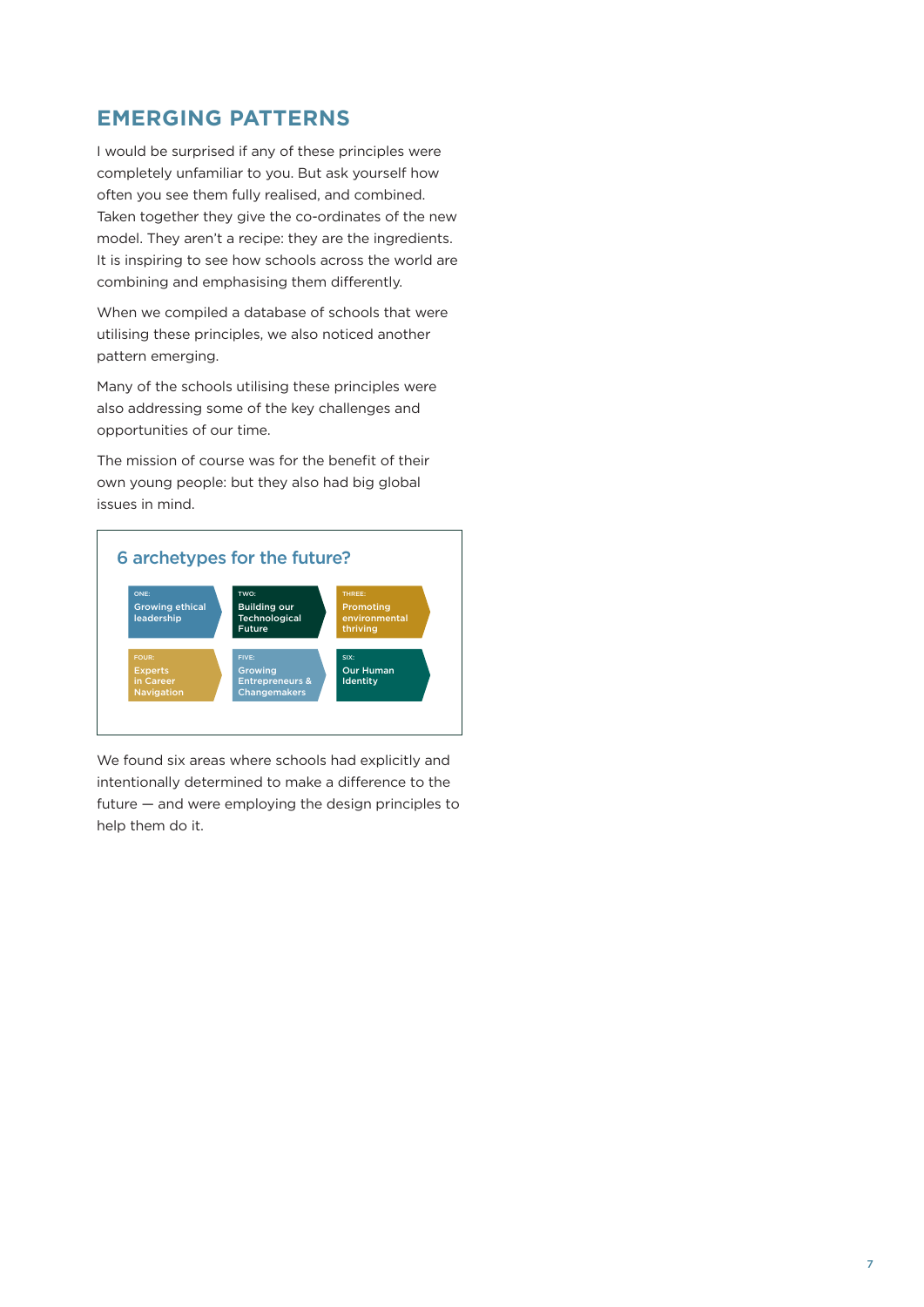## EMERGING PATTERNS

I would be surprised if any of these principles were completely unfamiliar to you. But ask yourself how often you see them fully realised, and combined. Taken together they give the co-ordinates of the new model. They aren't a recipe: they are the ingredients. It is inspiring to see how schools across the world are combining and emphasising them differently.

When we compiled a database of schools that were utilising these principles, we also noticed another pattern emerging.

Many of the schools utilising these principles were also addressing some of the key challenges and opportunities of our time.

The mission of course was for the benefit of their own young people: but they also had big global issues in mind.

### 6 archetypes for the future?

- ONE: **Growing ethical leadership**
- TWO: **Building our Technological Future**
- THREE: **Promoting environmental thriving**
- FOUR: **Experts in Career Navigation**
- FIVE: **Growing Entrepreneurs & Changemakers**
- SIX: **Our Human Identity**

We found six areas where schools had explicitly and intentionally determined to make a difference to the future — and were employing the design principles to help them do it.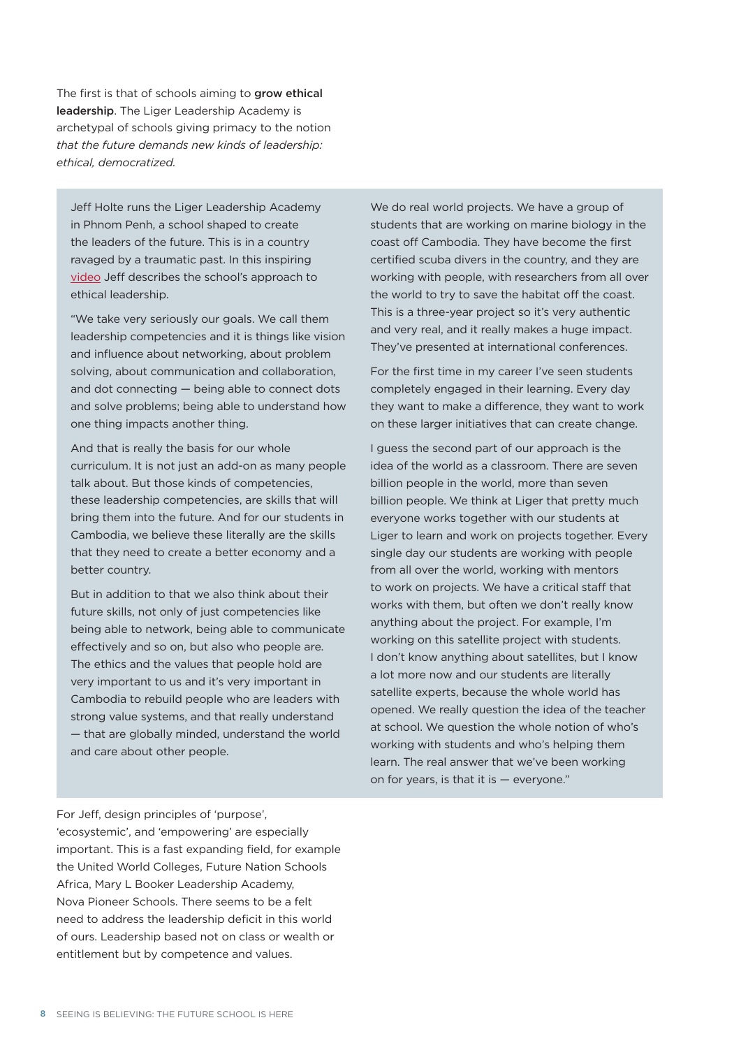The first is that of schools aiming to **grow ethical leadership**. The Liger Leadership Academy is archetypal of schools giving primacy to the notion *that the future demands new kinds of leadership: ethical, democratized.*

> Jeff Holte runs the Liger Leadership Academy in Phnom Penh, a school shaped to create the leaders of the future. This is in a country ravaged by a traumatic past. In this inspiring video Jeff describes the school's approach to ethical leadership.
>
> "We take very seriously our goals. We call them leadership competencies and it is things like vision and influence about networking, about problem solving, about communication and collaboration, and dot connecting — being able to connect dots and solve problems; being able to understand how one thing impacts another thing.
>
> And that is really the basis for our whole curriculum. It is not just an add-on as many people talk about. But those kinds of competencies, these leadership competencies, are skills that will bring them into the future. And for our students in Cambodia, we believe these literally are the skills that they need to create a better economy and a better country.
>
> But in addition to that we also think about their future skills, not only of just competencies like being able to network, being able to communicate effectively and so on, but also who people are. The ethics and the values that people hold are very important to us and it's very important in Cambodia to rebuild people who are leaders with strong value systems, and that really understand — that are globally minded, understand the world and care about other people.
>
> We do real world projects. We have a group of students that are working on marine biology in the coast off Cambodia. They have become the first certified scuba divers in the country, and they are working with people, with researchers from all over the world to try to save the habitat off the coast. This is a three-year project so it's very authentic and very real, and it really makes a huge impact. They've presented at international conferences.
>
> For the first time in my career I've seen students completely engaged in their learning. Every day they want to make a difference, they want to work on these larger initiatives that can create change.
>
> I guess the second part of our approach is the idea of the world as a classroom. There are seven billion people in the world, more than seven billion people. We think at Liger that pretty much everyone works together with our students at Liger to learn and work on projects together. Every single day our students are working with people from all over the world, working with mentors to work on projects. We have a critical staff that works with them, but often we don't really know anything about the project. For example, I'm working on this satellite project with students. I don't know anything about satellites, but I know a lot more now and our students are literally satellite experts, because the whole world has opened. We really question the idea of the teacher at school. We question the whole notion of who's working with students and who's helping them learn. The real answer that we've been working on for years, is that it is — everyone."

For Jeff, design principles of 'purpose', 'ecosystemic', and 'empowering' are especially important. This is a fast expanding field, for example the United World Colleges, Future Nation Schools Africa, Mary L Booker Leadership Academy, Nova Pioneer Schools. There seems to be a felt need to address the leadership deficit in this world of ours. Leadership based not on class or wealth or entitlement but by competence and values.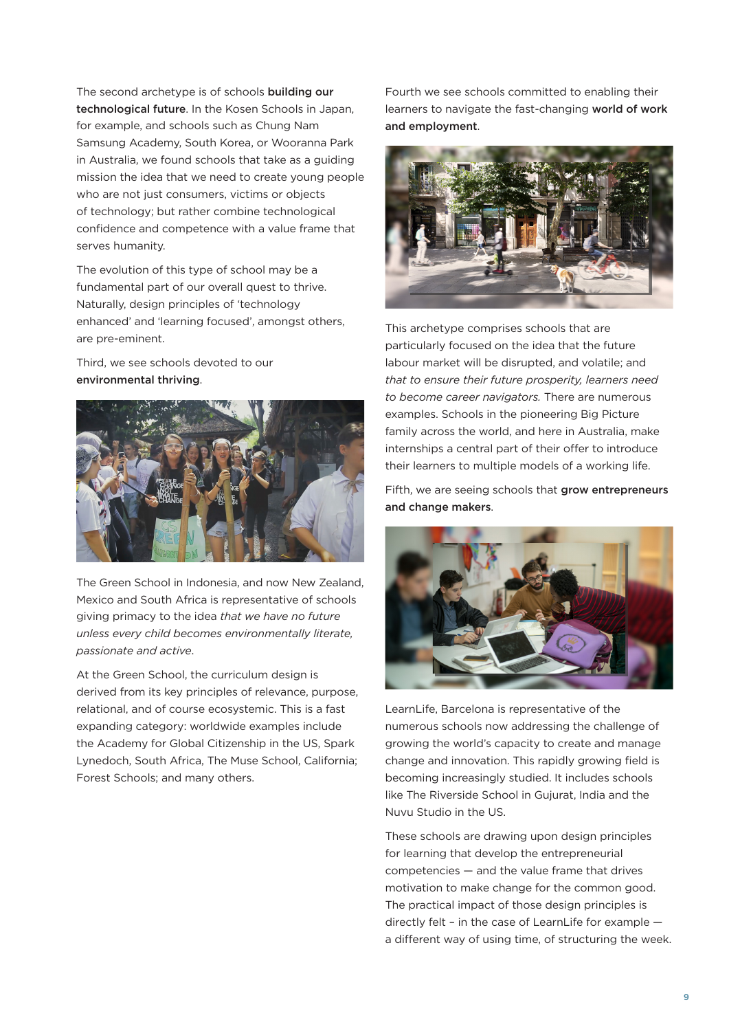The second archetype is of schools **building our technological future**. In the Kosen Schools in Japan, for example, and schools such as Chung Nam Samsung Academy, South Korea, or Wooranna Park in Australia, we found schools that take as a guiding mission the idea that we need to create young people who are not just consumers, victims or objects of technology; but rather combine technological confidence and competence with a value frame that serves humanity.

The evolution of this type of school may be a fundamental part of our overall quest to thrive. Naturally, design principles of 'technology enhanced' and 'learning focused', amongst others, are pre-eminent.

Third, we see schools devoted to our **environmental thriving**.

The Green School in Indonesia, and now New Zealand, Mexico and South Africa is representative of schools giving primacy to the idea *that we have no future unless every child becomes environmentally literate, passionate and active*.

At the Green School, the curriculum design is derived from its key principles of relevance, purpose, relational, and of course ecosystemic. This is a fast expanding category: worldwide examples include the Academy for Global Citizenship in the US, Spark Lynedoch, South Africa, The Muse School, California; Forest Schools; and many others.

Fourth we see schools committed to enabling their learners to navigate the fast-changing **world of work and employment**.

This archetype comprises schools that are particularly focused on the idea that the future labour market will be disrupted, and volatile; and *that to ensure their future prosperity, learners need to become career navigators.* There are numerous examples. Schools in the pioneering Big Picture family across the world, and here in Australia, make internships a central part of their offer to introduce their learners to multiple models of a working life.

Fifth, we are seeing schools that **grow entrepreneurs and change makers**.

LearnLife, Barcelona is representative of the numerous schools now addressing the challenge of growing the world's capacity to create and manage change and innovation. This rapidly growing field is becoming increasingly studied. It includes schools like The Riverside School in Gujurat, India and the Nuvu Studio in the US.

These schools are drawing upon design principles for learning that develop the entrepreneurial competencies — and the value frame that drives motivation to make change for the common good. The practical impact of those design principles is directly felt – in the case of LearnLife for example — a different way of using time, of structuring the week.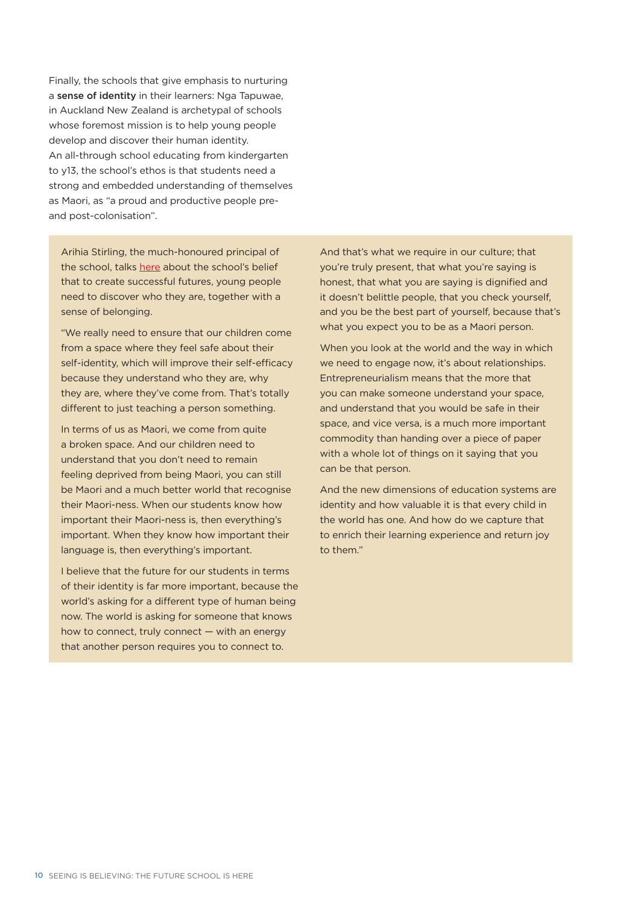Finally, the schools that give emphasis to nurturing a **sense of identity** in their learners: Nga Tapuwae, in Auckland New Zealand is archetypal of schools whose foremost mission is to help young people develop and discover their human identity. An all-through school educating from kindergarten to y13, the school's ethos is that students need a strong and embedded understanding of themselves as Maori, as "a proud and productive people pre- and post-colonisation".

> Arihia Stirling, the much-honoured principal of the school, talks here about the school's belief that to create successful futures, young people need to discover who they are, together with a sense of belonging.
>
> "We really need to ensure that our children come from a space where they feel safe about their self-identity, which will improve their self-efficacy because they understand who they are, why they are, where they've come from. That's totally different to just teaching a person something.
>
> In terms of us as Maori, we come from quite a broken space. And our children need to understand that you don't need to remain feeling deprived from being Maori, you can still be Maori and a much better world that recognise their Maori-ness. When our students know how important their Maori-ness is, then everything's important. When they know how important their language is, then everything's important.
>
> I believe that the future for our students in terms of their identity is far more important, because the world's asking for a different type of human being now. The world is asking for someone that knows how to connect, truly connect — with an energy that another person requires you to connect to.
>
> And that's what we require in our culture; that you're truly present, that what you're saying is honest, that what you are saying is dignified and it doesn't belittle people, that you check yourself, and you be the best part of yourself, because that's what you expect you to be as a Maori person.
>
> When you look at the world and the way in which we need to engage now, it's about relationships. Entrepreneurialism means that the more that you can make someone understand your space, and understand that you would be safe in their space, and vice versa, is a much more important commodity than handing over a piece of paper with a whole lot of things on it saying that you can be that person.
>
> And the new dimensions of education systems are identity and how valuable it is that every child in the world has one. And how do we capture that to enrich their learning experience and return joy to them."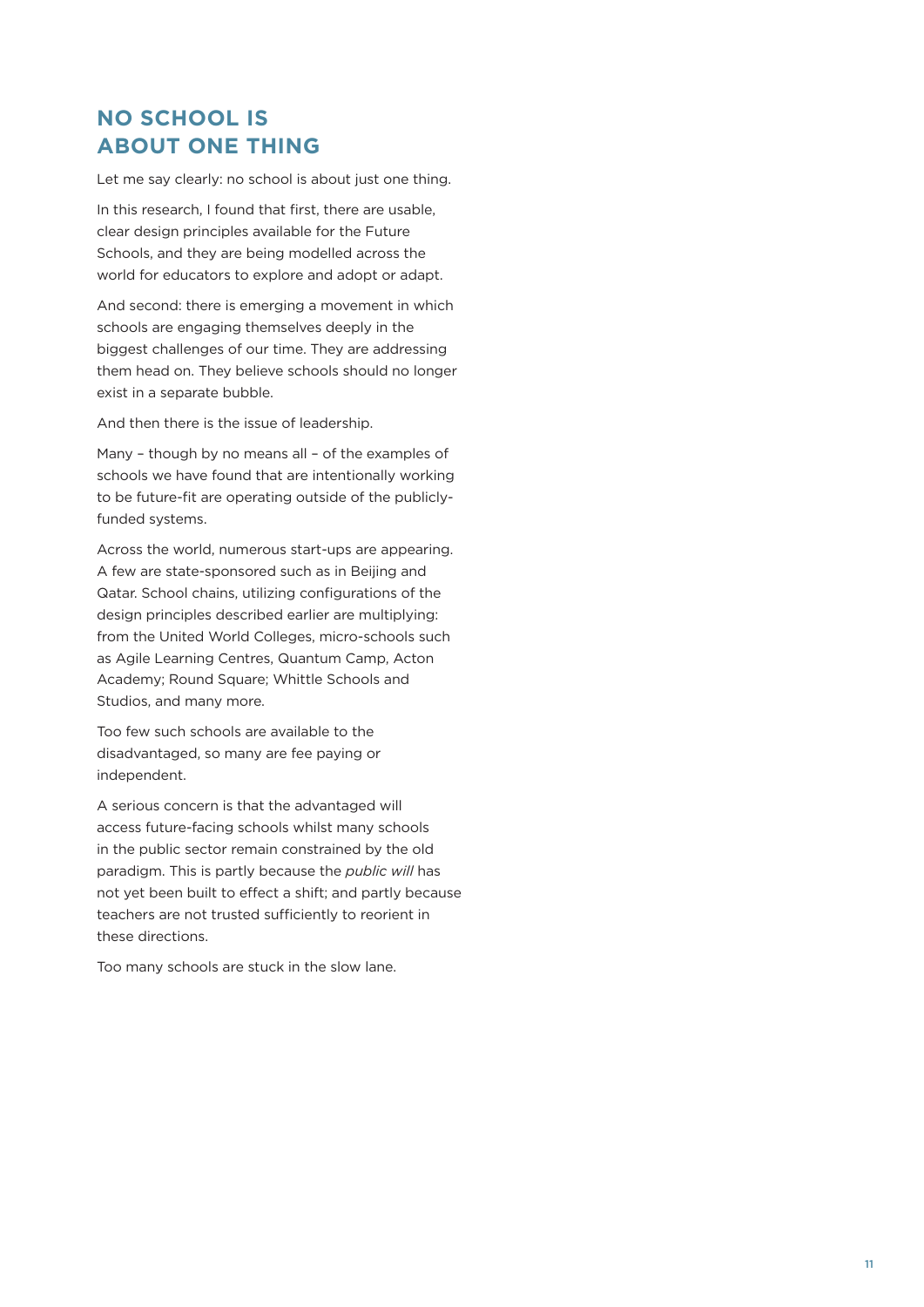## NO SCHOOL IS ABOUT ONE THING

Let me say clearly: no school is about just one thing.

In this research, I found that first, there are usable, clear design principles available for the Future Schools, and they are being modelled across the world for educators to explore and adopt or adapt.

And second: there is emerging a movement in which schools are engaging themselves deeply in the biggest challenges of our time. They are addressing them head on. They believe schools should no longer exist in a separate bubble.

And then there is the issue of leadership.

Many – though by no means all – of the examples of schools we have found that are intentionally working to be future-fit are operating outside of the publicly-funded systems.

Across the world, numerous start-ups are appearing. A few are state-sponsored such as in Beijing and Qatar. School chains, utilizing configurations of the design principles described earlier are multiplying: from the United World Colleges, micro-schools such as Agile Learning Centres, Quantum Camp, Acton Academy; Round Square; Whittle Schools and Studios, and many more.

Too few such schools are available to the disadvantaged, so many are fee paying or independent.

A serious concern is that the advantaged will access future-facing schools whilst many schools in the public sector remain constrained by the old paradigm. This is partly because the *public will* has not yet been built to effect a shift; and partly because teachers are not trusted sufficiently to reorient in these directions.

Too many schools are stuck in the slow lane.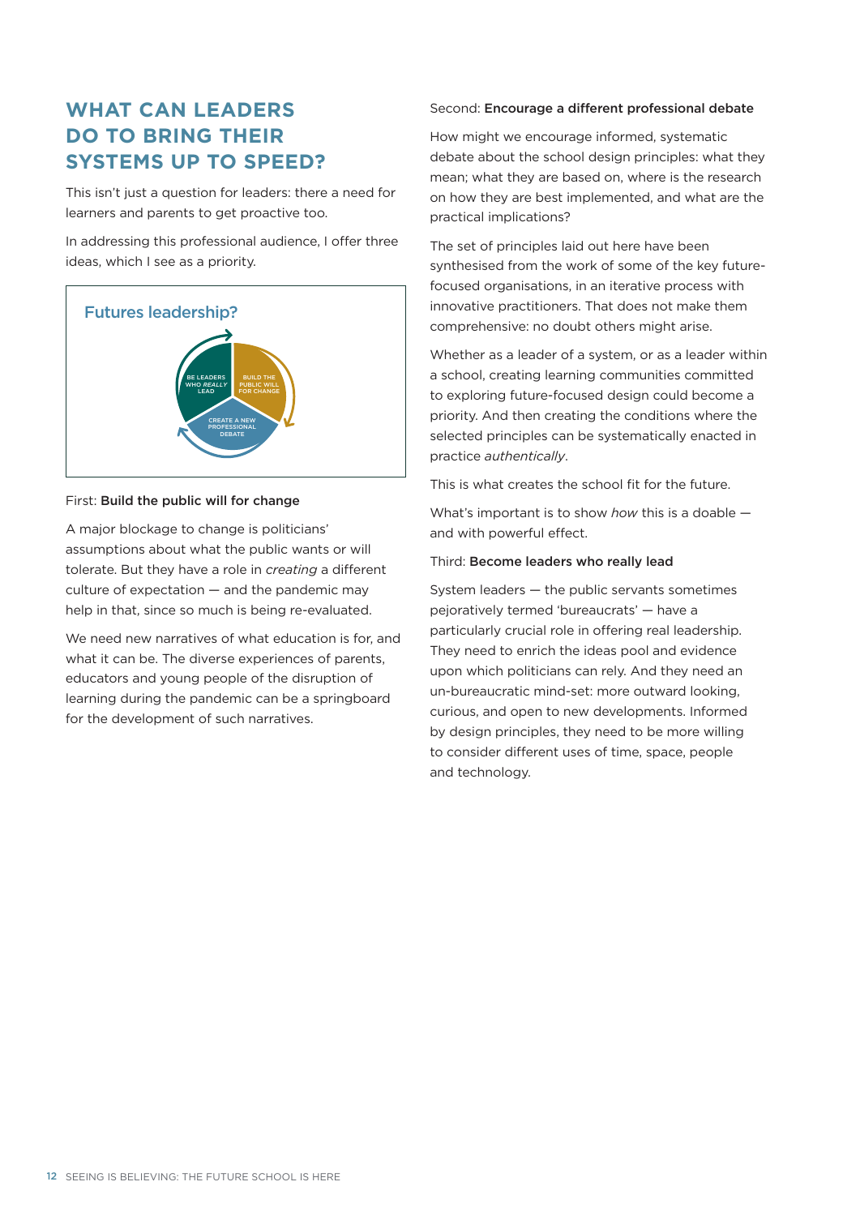## WHAT CAN LEADERS DO TO BRING THEIR SYSTEMS UP TO SPEED?

This isn't just a question for leaders: there a need for learners and parents to get proactive too.

In addressing this professional audience, I offer three ideas, which I see as a priority.

**Futures leadership?**

BE LEADERS WHO *REALLY* LEAD

BUILD THE PUBLIC WILL FOR CHANGE

CREATE A NEW PROFESSIONAL DEBATE

First: **Build the public will for change**

A major blockage to change is politicians' assumptions about what the public wants or will tolerate. But they have a role in *creating* a different culture of expectation — and the pandemic may help in that, since so much is being re-evaluated.

We need new narratives of what education is for, and what it can be. The diverse experiences of parents, educators and young people of the disruption of learning during the pandemic can be a springboard for the development of such narratives.

Second: **Encourage a different professional debate**

How might we encourage informed, systematic debate about the school design principles: what they mean; what they are based on, where is the research on how they are best implemented, and what are the practical implications?

The set of principles laid out here have been synthesised from the work of some of the key future-focused organisations, in an iterative process with innovative practitioners. That does not make them comprehensive: no doubt others might arise.

Whether as a leader of a system, or as a leader within a school, creating learning communities committed to exploring future-focused design could become a priority. And then creating the conditions where the selected principles can be systematically enacted in practice *authentically*.

This is what creates the school fit for the future.

What's important is to show *how* this is a doable — and with powerful effect.

Third: **Become leaders who really lead**

System leaders — the public servants sometimes pejoratively termed 'bureaucrats' — have a particularly crucial role in offering real leadership. They need to enrich the ideas pool and evidence upon which politicians can rely. And they need an un-bureaucratic mind-set: more outward looking, curious, and open to new developments. Informed by design principles, they need to be more willing to consider different uses of time, space, people and technology.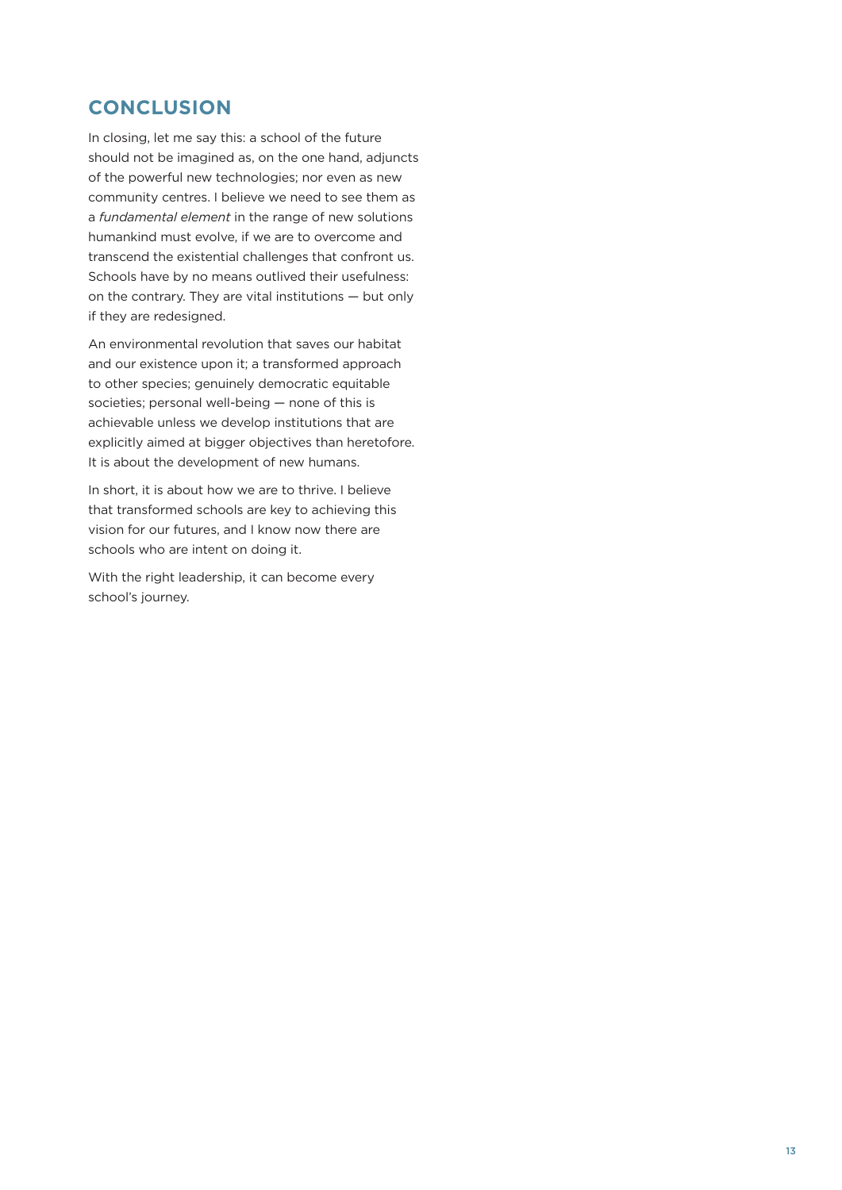## CONCLUSION

In closing, let me say this: a school of the future should not be imagined as, on the one hand, adjuncts of the powerful new technologies; nor even as new community centres. I believe we need to see them as a *fundamental element* in the range of new solutions humankind must evolve, if we are to overcome and transcend the existential challenges that confront us. Schools have by no means outlived their usefulness: on the contrary. They are vital institutions — but only if they are redesigned.

An environmental revolution that saves our habitat and our existence upon it; a transformed approach to other species; genuinely democratic equitable societies; personal well-being — none of this is achievable unless we develop institutions that are explicitly aimed at bigger objectives than heretofore. It is about the development of new humans.

In short, it is about how we are to thrive. I believe that transformed schools are key to achieving this vision for our futures, and I know now there are schools who are intent on doing it.

With the right leadership, it can become every school's journey.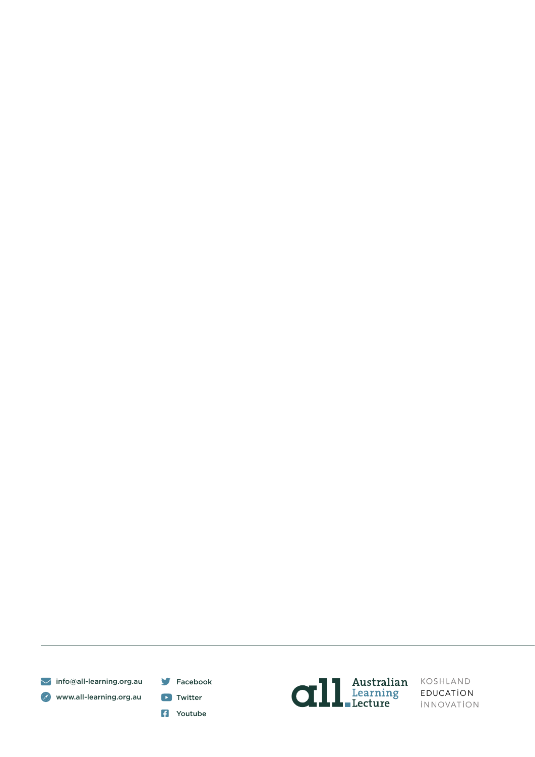info@all-learning.org.au

www.all-learning.org.au

Facebook

Twitter

Youtube

all. Australian Learning Lecture

KOSHLAND EDUCATION INNOVATION